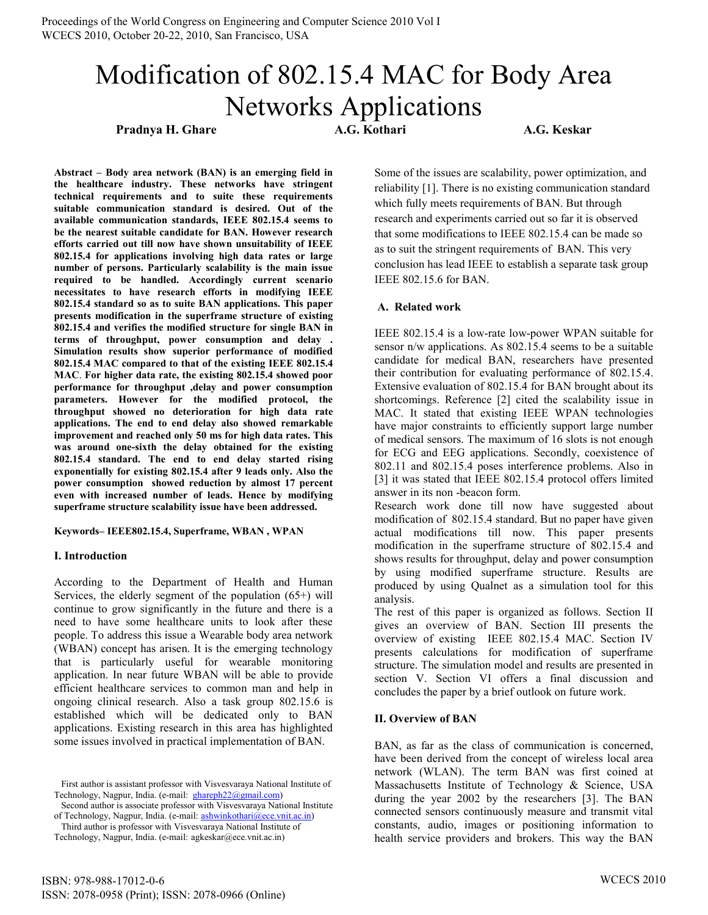# Modification of 802.15.4 MAC for Body Area Networks Applications

**Pradnya H. Ghare** **A.G. Kothari** **A.G. Keskar**

**Abstract – Body area network (BAN) is an emerging field in the healthcare industry. These networks have stringent technical requirements and to suite these requirements suitable communication standard is desired. Out of the available communication standards, IEEE 802.15.4 seems to be the nearest suitable candidate for BAN. However research efforts carried out till now have shown unsuitability of IEEE 802.15.4 for applications involving high data rates or large number of persons. Particularly scalability is the main issue required to be handled. Accordingly current scenario necessitates to have research efforts in modifying IEEE 802.15.4 standard so as to suite BAN applications. This paper presents modification in the superframe structure of existing 802.15.4 and verifies the modified structure for single BAN in terms of throughput, power consumption and delay . Simulation results show superior performance of modified 802.15.4 MAC compared to that of the existing IEEE 802.15.4 MAC. For higher data rate, the existing 802.15.4 showed poor performance for throughput ,delay and power consumption parameters. However for the modified protocol, the throughput showed no deterioration for high data rate applications. The end to end delay also showed remarkable improvement and reached only 50 ms for high data rates. This was around one-sixth the delay obtained for the existing 802.15.4 standard. The end to end delay started rising exponentially for existing 802.15.4 after 9 leads only. Also the power consumption showed reduction by almost 17 percent even with increased number of leads. Hence by modifying superframe structure scalability issue have been addressed.**

**Keywords– IEEE802.15.4, Superframe, WBAN , WPAN**

## I. Introduction

According to the Department of Health and Human Services, the elderly segment of the population (65+) will continue to grow significantly in the future and there is a need to have some healthcare units to look after these people. To address this issue a Wearable body area network (WBAN) concept has arisen. It is the emerging technology that is particularly useful for wearable monitoring application. In near future WBAN will be able to provide efficient healthcare services to common man and help in ongoing clinical research. Also a task group 802.15.6 is established which will be dedicated only to BAN applications. Existing research in this area has highlighted some issues involved in practical implementation of BAN. Some of the issues are scalability, power optimization, and reliability [1]. There is no existing communication standard which fully meets requirements of BAN. But through research and experiments carried out so far it is observed that some modifications to IEEE 802.15.4 can be made so as to suit the stringent requirements of BAN. This very conclusion has lead IEEE to establish a separate task group IEEE 802.15.6 for BAN.

### A. Related work

IEEE 802.15.4 is a low-rate low-power WPAN suitable for sensor n/w applications. As 802.15.4 seems to be a suitable candidate for medical BAN, researchers have presented their contribution for evaluating performance of 802.15.4. Extensive evaluation of 802.15.4 for BAN brought about its shortcomings. Reference [2] cited the scalability issue in MAC. It stated that existing IEEE WPAN technologies have major constraints to efficiently support large number of medical sensors. The maximum of 16 slots is not enough for ECG and EEG applications. Secondly, coexistence of 802.11 and 802.15.4 poses interference problems. Also in [3] it was stated that IEEE 802.15.4 protocol offers limited answer in its non -beacon form.

Research work done till now have suggested about modification of 802.15.4 standard. But no paper have given actual modifications till now. This paper presents modification in the superframe structure of 802.15.4 and shows results for throughput, delay and power consumption by using modified superframe structure. Results are produced by using Qualnet as a simulation tool for this analysis.

The rest of this paper is organized as follows. Section II gives an overview of BAN. Section III presents the overview of existing IEEE 802.15.4 MAC. Section IV presents calculations for modification of superframe structure. The simulation model and results are presented in section V. Section VI offers a final discussion and concludes the paper by a brief outlook on future work.

## II. Overview of BAN

BAN, as far as the class of communication is concerned, have been derived from the concept of wireless local area network (WLAN). The term BAN was first coined at Massachusetts Institute of Technology & Science, USA during the year 2002 by the researchers [3]. The BAN connected sensors continuously measure and transmit vital constants, audio, images or positioning information to health service providers and brokers. This way the BAN

First author is assistant professor with Visvesvaraya National Institute of Technology, Nagpur, India. (e-mail: ghareph22@gmail.com)

Second author is associate professor with Visvesvaraya National Institute of Technology, Nagpur, India. (e-mail: ashwinkothari@ece.vnit.ac.in)

Third author is professor with Visvesvaraya National Institute of Technology, Nagpur, India. (e-mail: agkeskar@ece.vnit.ac.in)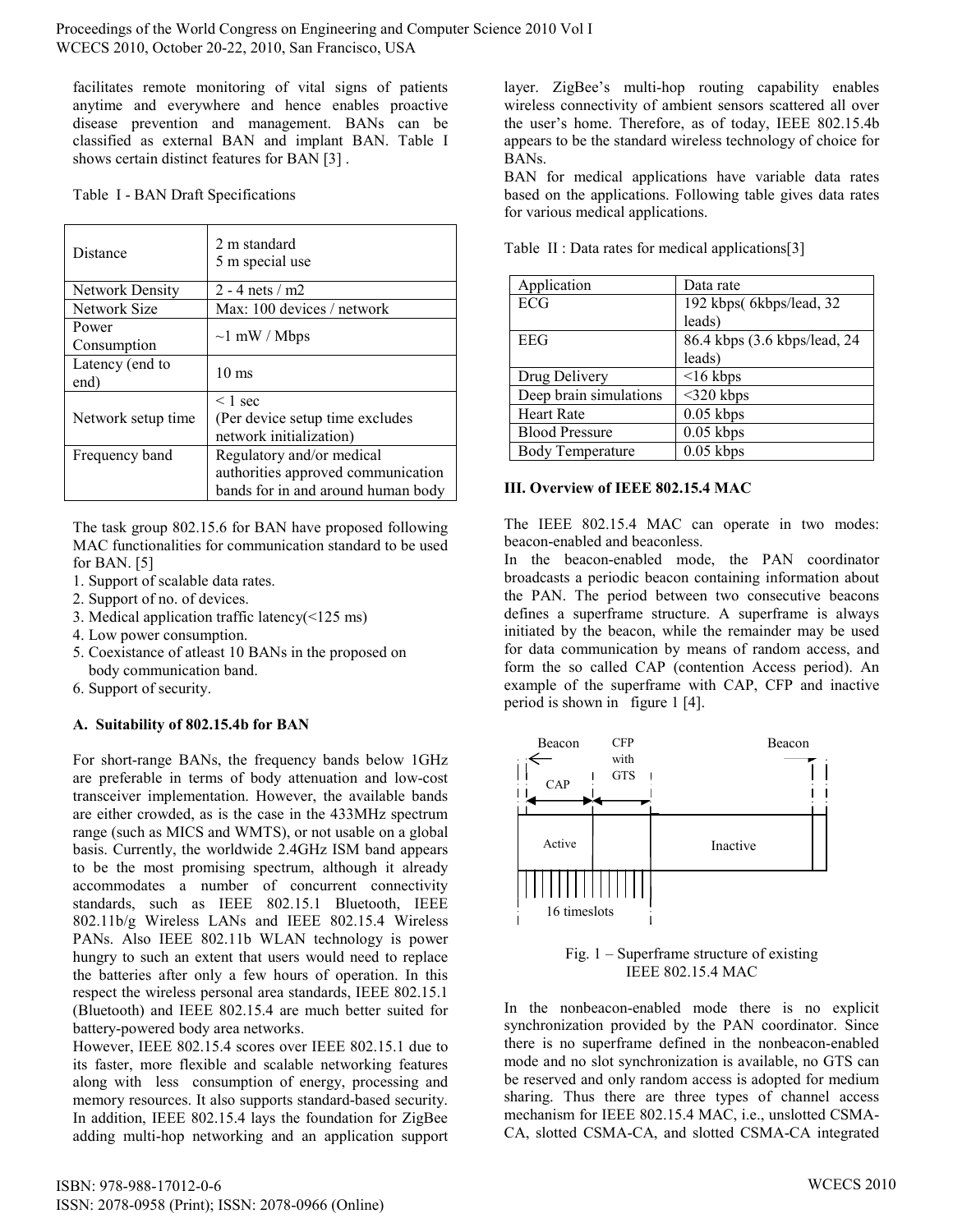facilitates remote monitoring of vital signs of patients anytime and everywhere and hence enables proactive disease prevention and management. BANs can be classified as external BAN and implant BAN. Table I shows certain distinct features for BAN [3] .

Table I - BAN Draft Specifications

| | |
|---|---|
| Distance | 2 m standard<br>5 m special use |
| Network Density | 2 - 4 nets / m2 |
| Network Size | Max: 100 devices / network |
| Power Consumption | ~1 mW / Mbps |
| Latency (end to end) | 10 ms |
| Network setup time | < 1 sec<br>(Per device setup time excludes network initialization) |
| Frequency band | Regulatory and/or medical authorities approved communication bands for in and around human body |

The task group 802.15.6 for BAN have proposed following MAC functionalities for communication standard to be used for BAN. [5]

1. Support of scalable data rates.
2. Support of no. of devices.
3. Medical application traffic latency(<125 ms)
4. Low power consumption.
5. Coexistance of atleast 10 BANs in the proposed on body communication band.
6. Support of security.

### A. Suitability of 802.15.4b for BAN

For short-range BANs, the frequency bands below 1GHz are preferable in terms of body attenuation and low-cost transceiver implementation. However, the available bands are either crowded, as is the case in the 433MHz spectrum range (such as MICS and WMTS), or not usable on a global basis. Currently, the worldwide 2.4GHz ISM band appears to be the most promising spectrum, although it already accommodates a number of concurrent connectivity standards, such as IEEE 802.15.1 Bluetooth, IEEE 802.11b/g Wireless LANs and IEEE 802.15.4 Wireless PANs. Also IEEE 802.11b WLAN technology is power hungry to such an extent that users would need to replace the batteries after only a few hours of operation. In this respect the wireless personal area standards, IEEE 802.15.1 (Bluetooth) and IEEE 802.15.4 are much better suited for battery-powered body area networks.

However, IEEE 802.15.4 scores over IEEE 802.15.1 due to its faster, more flexible and scalable networking features along with less consumption of energy, processing and memory resources. It also supports standard-based security. In addition, IEEE 802.15.4 lays the foundation for ZigBee adding multi-hop networking and an application support layer. ZigBee's multi-hop routing capability enables wireless connectivity of ambient sensors scattered all over the user's home. Therefore, as of today, IEEE 802.15.4b appears to be the standard wireless technology of choice for BANs.

BAN for medical applications have variable data rates based on the applications. Following table gives data rates for various medical applications.

Table II : Data rates for medical applications[3]

| Application | Data rate |
|---|---|
| ECG | 192 kbps( 6kbps/lead, 32 leads) |
| EEG | 86.4 kbps (3.6 kbps/lead, 24 leads) |
| Drug Delivery | <16 kbps |
| Deep brain simulations | <320 kbps |
| Heart Rate | 0.05 kbps |
| Blood Pressure | 0.05 kbps |
| Body Temperature | 0.05 kbps |

## III. Overview of IEEE 802.15.4 MAC

The IEEE 802.15.4 MAC can operate in two modes: beacon-enabled and beaconless.

In the beacon-enabled mode, the PAN coordinator broadcasts a periodic beacon containing information about the PAN. The period between two consecutive beacons defines a superframe structure. A superframe is always initiated by the beacon, while the remainder may be used for data communication by means of random access, and form the so called CAP (contention Access period). An example of the superframe with CAP, CFP and inactive period is shown in figure 1 [4].

Beacon | CFP with GTS | Beacon | CAP | Active | Inactive | 16 timeslots

Fig. 1 – Superframe structure of existing IEEE 802.15.4 MAC

In the nonbeacon-enabled mode there is no explicit synchronization provided by the PAN coordinator. Since there is no superframe defined in the nonbeacon-enabled mode and no slot synchronization is available, no GTS can be reserved and only random access is adopted for medium sharing. Thus there are three types of channel access mechanism for IEEE 802.15.4 MAC, i.e., unslotted CSMA-CA, slotted CSMA-CA, and slotted CSMA-CA integrated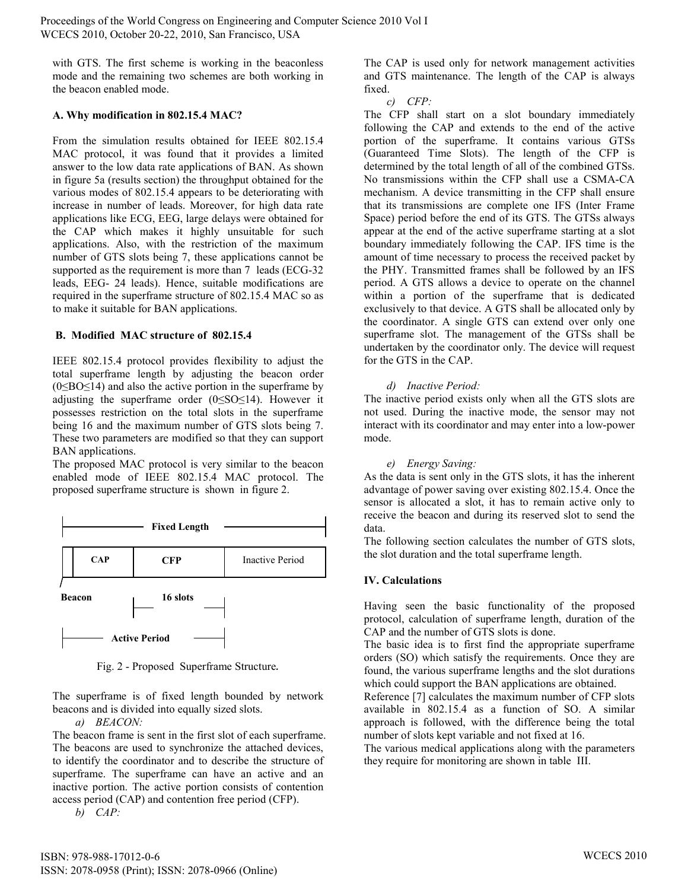with GTS. The first scheme is working in the beaconless mode and the remaining two schemes are both working in the beacon enabled mode.

### A. Why modification in 802.15.4 MAC?

From the simulation results obtained for IEEE 802.15.4 MAC protocol, it was found that it provides a limited answer to the low data rate applications of BAN. As shown in figure 5a (results section) the throughput obtained for the various modes of 802.15.4 appears to be deteriorating with increase in number of leads. Moreover, for high data rate applications like ECG, EEG, large delays were obtained for the CAP which makes it highly unsuitable for such applications. Also, with the restriction of the maximum number of GTS slots being 7, these applications cannot be supported as the requirement is more than 7 leads (ECG-32 leads, EEG- 24 leads). Hence, suitable modifications are required in the superframe structure of 802.15.4 MAC so as to make it suitable for BAN applications.

### B. Modified MAC structure of 802.15.4

IEEE 802.15.4 protocol provides flexibility to adjust the total superframe length by adjusting the beacon order ($0 \leq BO \leq 14$) and also the active portion in the superframe by adjusting the superframe order ($0 \leq SO \leq 14$). However it possesses restriction on the total slots in the superframe being 16 and the maximum number of GTS slots being 7. These two parameters are modified so that they can support BAN applications.

The proposed MAC protocol is very similar to the beacon enabled mode of IEEE 802.15.4 MAC protocol. The proposed superframe structure is shown in figure 2.

| Beacon | CAP | CFP | Inactive Period |
|---|---|---|---|

Fixed Length; 16 slots; Active Period

Fig. 2 - Proposed Superframe Structure.

The superframe is of fixed length bounded by network beacons and is divided into equally sized slots.

*a) BEACON:*

The beacon frame is sent in the first slot of each superframe. The beacons are used to synchronize the attached devices, to identify the coordinator and to describe the structure of superframe. The superframe can have an active and an inactive portion. The active portion consists of contention access period (CAP) and contention free period (CFP).

*b) CAP:*

The CAP is used only for network management activities and GTS maintenance. The length of the CAP is always fixed.

*c) CFP:*

The CFP shall start on a slot boundary immediately following the CAP and extends to the end of the active portion of the superframe. It contains various GTSs (Guaranteed Time Slots). The length of the CFP is determined by the total length of all of the combined GTSs. No transmissions within the CFP shall use a CSMA-CA mechanism. A device transmitting in the CFP shall ensure that its transmissions are complete one IFS (Inter Frame Space) period before the end of its GTS. The GTSs always appear at the end of the active superframe starting at a slot boundary immediately following the CAP. IFS time is the amount of time necessary to process the received packet by the PHY. Transmitted frames shall be followed by an IFS period. A GTS allows a device to operate on the channel within a portion of the superframe that is dedicated exclusively to that device. A GTS shall be allocated only by the coordinator. A single GTS can extend over only one superframe slot. The management of the GTSs shall be undertaken by the coordinator only. The device will request for the GTS in the CAP.

*d) Inactive Period:*

The inactive period exists only when all the GTS slots are not used. During the inactive mode, the sensor may not interact with its coordinator and may enter into a low-power mode.

*e) Energy Saving:*

As the data is sent only in the GTS slots, it has the inherent advantage of power saving over existing 802.15.4. Once the sensor is allocated a slot, it has to remain active only to receive the beacon and during its reserved slot to send the data.

The following section calculates the number of GTS slots, the slot duration and the total superframe length.

## IV. Calculations

Having seen the basic functionality of the proposed protocol, calculation of superframe length, duration of the CAP and the number of GTS slots is done.

The basic idea is to first find the appropriate superframe orders (SO) which satisfy the requirements. Once they are found, the various superframe lengths and the slot durations which could support the BAN applications are obtained.

Reference [7] calculates the maximum number of CFP slots available in 802.15.4 as a function of SO. A similar approach is followed, with the difference being the total number of slots kept variable and not fixed at 16.

The various medical applications along with the parameters they require for monitoring are shown in table III.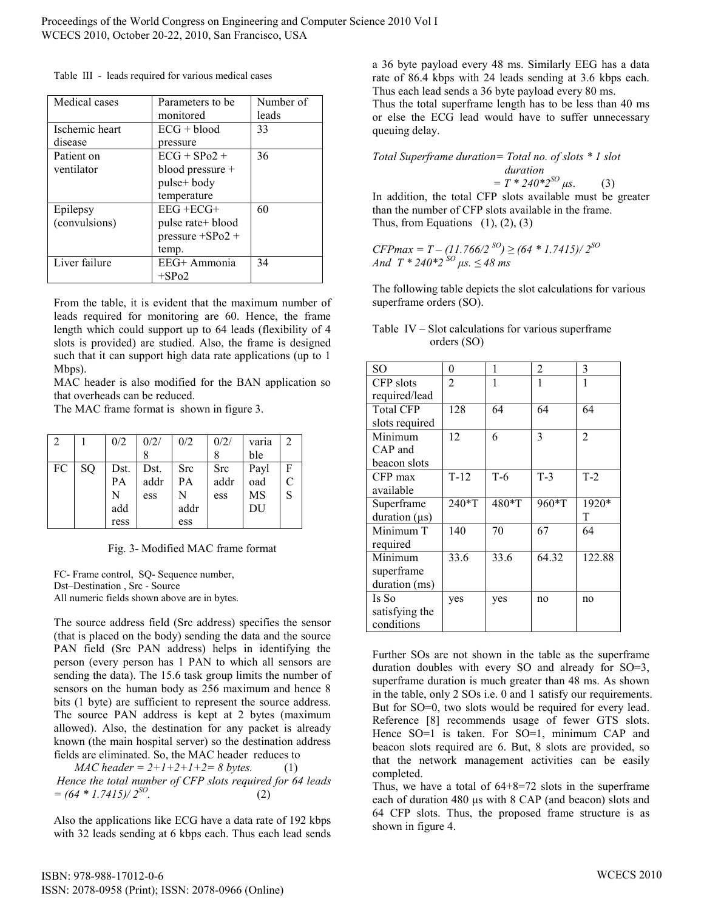Table III - leads required for various medical cases

| Medical cases | Parameters to be monitored | Number of leads |
| --- | --- | --- |
| Ischemic heart disease | ECG + blood pressure | 33 |
| Patient on ventilator | ECG + SPo2 + blood pressure + pulse+ body temperature | 36 |
| Epilepsy (convulsions) | EEG +ECG+ pulse rate+ blood pressure +SPo2 + temp. | 60 |
| Liver failure | EEG+ Ammonia +SPo2 | 34 |

From the table, it is evident that the maximum number of leads required for monitoring are 60. Hence, the frame length which could support up to 64 leads (flexibility of 4 slots is provided) are studied. Also, the frame is designed such that it can support high data rate applications (up to 1 Mbps).

MAC header is also modified for the BAN application so that overheads can be reduced.

The MAC frame format is shown in figure 3.

| 2 | 1 | 0/2 | 0/2/8 | 0/2 | 0/2/8 | variable | 2 |
| --- | --- | --- | --- | --- | --- | --- | --- |
| FC | SQ | Dst. PAN address | Dst. address | Src PAN address | Src address | Payload MSDU | FCS |

Fig. 3- Modified MAC frame format

FC- Frame control, SQ- Sequence number,
Dst–Destination , Src - Source
All numeric fields shown above are in bytes.

The source address field (Src address) specifies the sensor (that is placed on the body) sending the data and the source PAN field (Src PAN address) helps in identifying the person (every person has 1 PAN to which all sensors are sending the data). The 15.6 task group limits the number of sensors on the human body as 256 maximum and hence 8 bits (1 byte) are sufficient to represent the source address. The source PAN address is kept at 2 bytes (maximum allowed). Also, the destination for any packet is already known (the main hospital server) so the destination address fields are eliminated. So, the MAC header reduces to

*MAC header = 2+1+2+1+2= 8 bytes.* (1)

*Hence the total number of CFP slots required for 64 leads = (64 \* 1.7415)/ $2^{SO}$.* (2)

Also the applications like ECG have a data rate of 192 kbps with 32 leads sending at 6 kbps each. Thus each lead sends a 36 byte payload every 48 ms. Similarly EEG has a data rate of 86.4 kbps with 24 leads sending at 3.6 kbps each. Thus each lead sends a 36 byte payload every 80 ms.

Thus the total superframe length has to be less than 40 ms or else the ECG lead would have to suffer unnecessary queuing delay.

$$\text{Total Superframe duration} = \text{Total no. of slots} * 1 \text{ slot duration} = T * 240 * 2^{SO}\ \mu s. \quad (3)$$

In addition, the total CFP slots available must be greater than the number of CFP slots available in the frame.

Thus, from Equations (1), (2), (3)

$$CFPmax = T - (11.766/2^{SO}) \geq (64 * 1.7415)/2^{SO}$$
$$\text{And } T * 240 * 2^{SO}\ \mu s. \leq 48\ ms$$

The following table depicts the slot calculations for various superframe orders (SO).

Table IV – Slot calculations for various superframe orders (SO)

| SO | 0 | 1 | 2 | 3 |
| --- | --- | --- | --- | --- |
| CFP slots required/lead | 2 | 1 | 1 | 1 |
| Total CFP slots required | 128 | 64 | 64 | 64 |
| Minimum CAP and beacon slots | 12 | 6 | 3 | 2 |
| CFP max available | T-12 | T-6 | T-3 | T-2 |
| Superframe duration (μs) | 240\*T | 480\*T | 960\*T | 1920\*T |
| Minimum T required | 140 | 70 | 67 | 64 |
| Minimum superframe duration (ms) | 33.6 | 33.6 | 64.32 | 122.88 |
| Is So satisfying the conditions | yes | yes | no | no |

Further SOs are not shown in the table as the superframe duration doubles with every SO and already for SO=3, superframe duration is much greater than 48 ms. As shown in the table, only 2 SOs i.e. 0 and 1 satisfy our requirements. But for SO=0, two slots would be required for every lead. Reference [8] recommends usage of fewer GTS slots. Hence SO=1 is taken. For SO=1, minimum CAP and beacon slots required are 6. But, 8 slots are provided, so that the network management activities can be easily completed.

Thus, we have a total of 64+8=72 slots in the superframe each of duration 480 μs with 8 CAP (and beacon) slots and 64 CFP slots. Thus, the proposed frame structure is as shown in figure 4.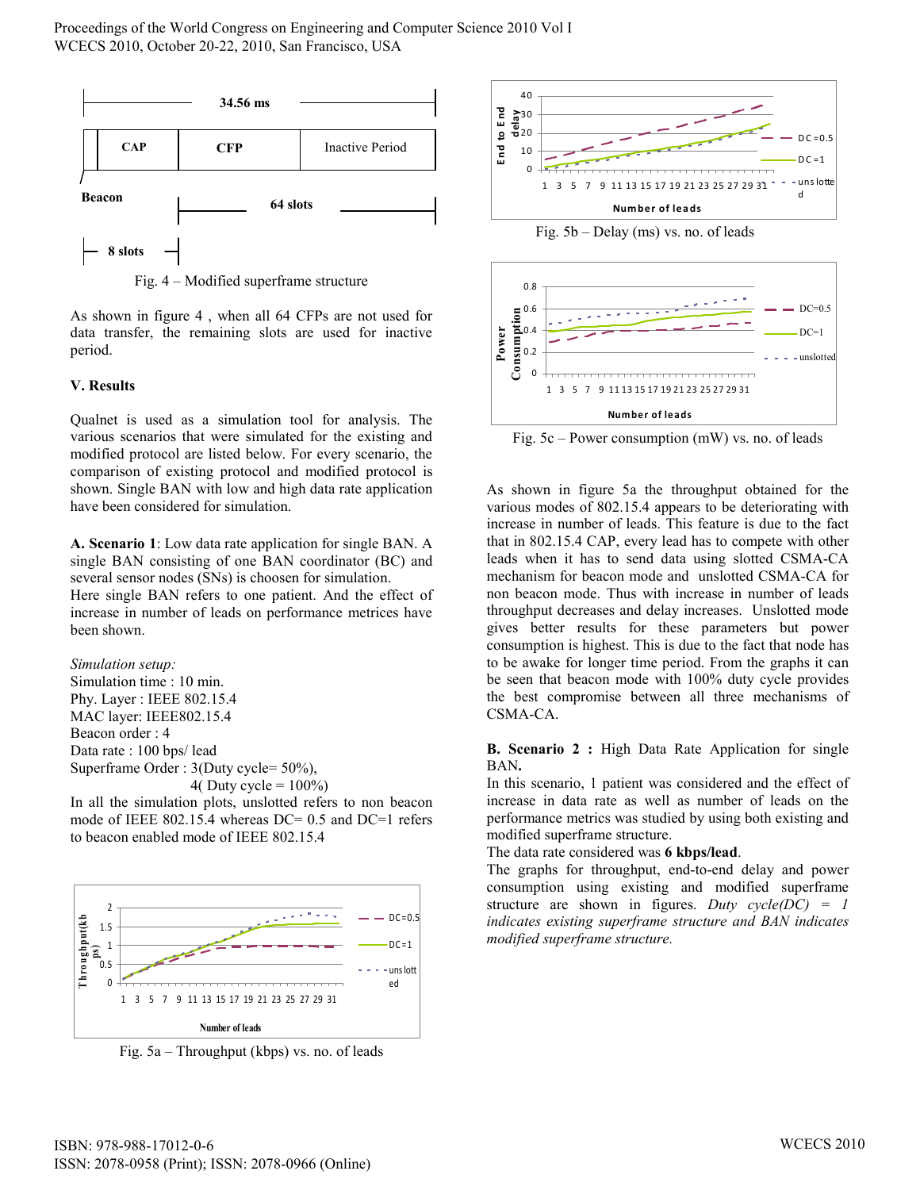Fig. 4 – Modified superframe structure

As shown in figure 4 , when all 64 CFPs are not used for data transfer, the remaining slots are used for inactive period.

## V. Results

Qualnet is used as a simulation tool for analysis. The various scenarios that were simulated for the existing and modified protocol are listed below. For every scenario, the comparison of existing protocol and modified protocol is shown. Single BAN with low and high data rate application have been considered for simulation.

**A. Scenario 1**: Low data rate application for single BAN. A single BAN consisting of one BAN coordinator (BC) and several sensor nodes (SNs) is choosen for simulation.
Here single BAN refers to one patient. And the effect of increase in number of leads on performance metrices have been shown.

*Simulation setup:*
Simulation time : 10 min.
Phy. Layer : IEEE 802.15.4
MAC layer: IEEE802.15.4
Beacon order : 4
Data rate : 100 bps/ lead
Superframe Order : 3(Duty cycle= 50%),
4( Duty cycle = 100%)
In all the simulation plots, unslotted refers to non beacon mode of IEEE 802.15.4 whereas DC= 0.5 and DC=1 refers to beacon enabled mode of IEEE 802.15.4

Fig. 5a – Throughput (kbps) vs. no. of leads

Fig. 5b – Delay (ms) vs. no. of leads

Fig. 5c – Power consumption (mW) vs. no. of leads

As shown in figure 5a the throughput obtained for the various modes of 802.15.4 appears to be deteriorating with increase in number of leads. This feature is due to the fact that in 802.15.4 CAP, every lead has to compete with other leads when it has to send data using slotted CSMA-CA mechanism for beacon mode and unslotted CSMA-CA for non beacon mode. Thus with increase in number of leads throughput decreases and delay increases. Unslotted mode gives better results for these parameters but power consumption is highest. This is due to the fact that node has to be awake for longer time period. From the graphs it can be seen that beacon mode with 100% duty cycle provides the best compromise between all three mechanisms of CSMA-CA.

**B. Scenario 2 :** High Data Rate Application for single BAN**.**
In this scenario, 1 patient was considered and the effect of increase in data rate as well as number of leads on the performance metrics was studied by using both existing and modified superframe structure.
The data rate considered was **6 kbps/lead**.
The graphs for throughput, end-to-end delay and power consumption using existing and modified superframe structure are shown in figures. *Duty cycle(DC) = 1 indicates existing superframe structure and BAN indicates modified superframe structure.*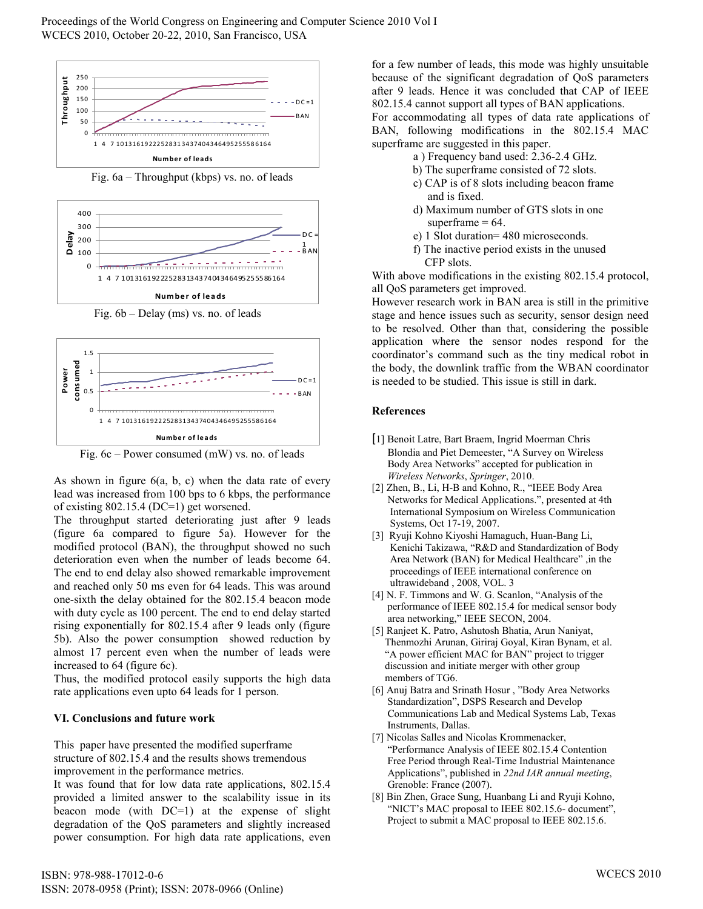250
200
150
100
50
0

Throughput

1 4 7 101316192225283134374043464952555861 64

Number of leads

DC=1
BAN

Fig. 6a – Throughput (kbps) vs. no. of leads

400
300
200
100
0

Delay

1 4 7 101316192225283134374043464952555861 64

Number of leads

DC=1
BAN

Fig. 6b – Delay (ms) vs. no. of leads

1.5
1
0.5
0

Power consumed

1 4 7 101316192225283134374043464952555861 64

Number of leads

DC=1
BAN

Fig. 6c – Power consumed (mW) vs. no. of leads

As shown in figure 6(a, b, c) when the data rate of every lead was increased from 100 bps to 6 kbps, the performance of existing 802.15.4 (DC=1) get worsened.

The throughput started deteriorating just after 9 leads (figure 6a compared to figure 5a). However for the modified protocol (BAN), the throughput showed no such deterioration even when the number of leads become 64. The end to end delay also showed remarkable improvement and reached only 50 ms even for 64 leads. This was around one-sixth the delay obtained for the 802.15.4 beacon mode with duty cycle as 100 percent. The end to end delay started rising exponentially for 802.15.4 after 9 leads only (figure 5b). Also the power consumption showed reduction by almost 17 percent even when the number of leads were increased to 64 (figure 6c).

Thus, the modified protocol easily supports the high data rate applications even upto 64 leads for 1 person.

## VI. Conclusions and future work

This paper have presented the modified superframe structure of 802.15.4 and the results shows tremendous improvement in the performance metrics.

It was found that for low data rate applications, 802.15.4 provided a limited answer to the scalability issue in its beacon mode (with DC=1) at the expense of slight degradation of the QoS parameters and slightly increased power consumption. For high data rate applications, even for a few number of leads, this mode was highly unsuitable because of the significant degradation of QoS parameters after 9 leads. Hence it was concluded that CAP of IEEE 802.15.4 cannot support all types of BAN applications.

For accommodating all types of data rate applications of BAN, following modifications in the 802.15.4 MAC superframe are suggested in this paper.

a ) Frequency band used: 2.36-2.4 GHz.
b) The superframe consisted of 72 slots.
c) CAP is of 8 slots including beacon frame and is fixed.
d) Maximum number of GTS slots in one superframe = 64.
e) 1 Slot duration= 480 microseconds.
f) The inactive period exists in the unused CFP slots.

With above modifications in the existing 802.15.4 protocol, all QoS parameters get improved.

However research work in BAN area is still in the primitive stage and hence issues such as security, sensor design need to be resolved. Other than that, considering the possible application where the sensor nodes respond for the coordinator's command such as the tiny medical robot in the body, the downlink traffic from the WBAN coordinator is needed to be studied. This issue is still in dark.

## References

[1] Benoit Latre, Bart Braem, Ingrid Moerman Chris Blondia and Piet Demeester, "A Survey on Wireless Body Area Networks" accepted for publication in *Wireless Networks*, *Springer*, 2010.

[2] Zhen, B., Li, H-B and Kohno, R., "IEEE Body Area Networks for Medical Applications.", presented at 4th International Symposium on Wireless Communication Systems, Oct 17-19, 2007.

[3] Ryuji Kohno Kiyoshi Hamaguch, Huan-Bang Li, Kenichi Takizawa, "R&D and Standardization of Body Area Network (BAN) for Medical Healthcare" ,in the proceedings of IEEE international conference on ultrawideband , 2008, VOL. 3

[4] N. F. Timmons and W. G. Scanlon, "Analysis of the performance of IEEE 802.15.4 for medical sensor body area networking," IEEE SECON, 2004.

[5] Ranjeet K. Patro, Ashutosh Bhatia, Arun Naniyat, Thenmozhi Arunan, Giriraj Goyal, Kiran Bynam, et al. "A power efficient MAC for BAN" project to trigger discussion and initiate merger with other group members of TG6.

[6] Anuj Batra and Srinath Hosur , "Body Area Networks Standardization", DSPS Research and Develop Communications Lab and Medical Systems Lab, Texas Instruments, Dallas.

[7] Nicolas Salles and Nicolas Krommenacker, "Performance Analysis of IEEE 802.15.4 Contention Free Period through Real-Time Industrial Maintenance Applications", published in *22nd IAR annual meeting*, Grenoble: France (2007).

[8] Bin Zhen, Grace Sung, Huanbang Li and Ryuji Kohno, "NICT's MAC proposal to IEEE 802.15.6- document", Project to submit a MAC proposal to IEEE 802.15.6.